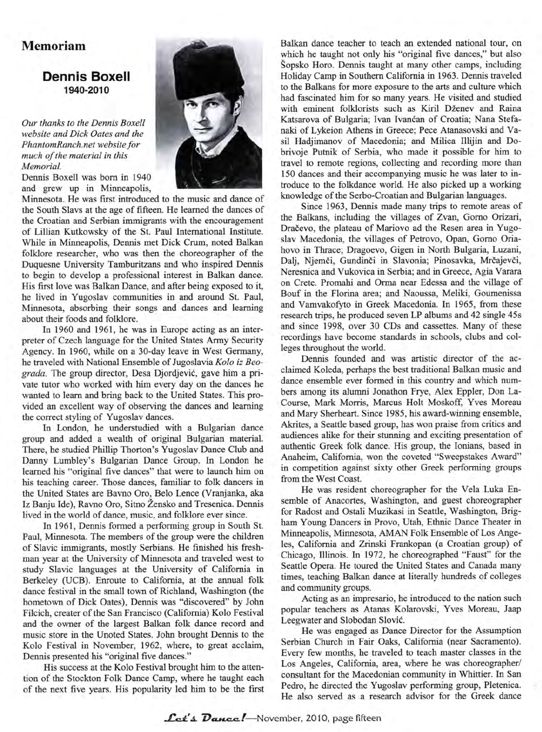## Memoriam

### Dennis Boxell
**1940-2010**

*Our thanks to the Dennis Boxell website and Dick Oates and the PhantomRanch.net website for much of the material in this Memorial.*

Dennis Boxell was born in 1940 and grew up in Minneapolis, Minnesota. He was first introduced to the music and dance of the South Slavs at the age of fifteen. He learned the dances of the Croatian and Serbian immigrants with the encouragement of Lillian Kutkowsky of the St. Paul International Institute. While in Minneapolis, Dennis met Dick Crum, noted Balkan folklore researcher, who was then the choreographer of the Duquesne University Tamburitzans and who inspired Dennis to begin to develop a professional interest in Balkan dance. His first love was Balkan Dance, and after being exposed to it, he lived in Yugoslav communities in and around St. Paul, Minnesota, absorbing their songs and dances and learning about their foods and folklore.

In 1960 and 1961, he was in Europe acting as an interpreter of Czech language for the United States Army Security Agency. In 1960, while on a 30-day leave in West Germany, he traveled with National Ensemble of Jugoslavia *Kolo iz Beograda.* The group director, Desa Djordjević, gave him a private tutor who worked with him every day on the dances he wanted to learn and bring back to the United States. This provided an excellent way of observing the dances and learning the correct styling of Yugoslav dances.

In London, he understudied with a Bulgarian dance group and added a wealth of original Bulgarian material. There, he studied Phillip Thorton's Yugoslav Dance Club and Danny Lumbley's Bulgarian Dance Group. In London he learned his "original five dances" that were to launch him on his teaching career. Those dances, familiar to folk dancers in the United States are Bavno Oro, Belo Lence (Vranjanka, aka Iz Banju Ide), Ravno Oro, Sitno Žensko and Tresenica. Dennis lived in the world of dance, music, and folklore ever since.

In 1961, Dennis formed a performing group in South St. Paul, Minnesota. The members of the group were the children of Slavic immigrants, mostly Serbians. He finished his freshman year at the University of Minnesota and traveled west to study Slavic languages at the University of California in Berkeley (UCB). Enroute to California, at the annual folk dance festival in the small town of Richland, Washington (the hometown of Dick Oates), Dennis was "discovered" by John Filcich, creater of the San Francisco (California) Kolo Festival and the owner of the largest Balkan folk dance record and music store in the Unoted States. John brought Dennis to the Kolo Festival in November, 1962, where, to great acclaim, Dennis presented his "original five dances."

His success at the Kolo Festival brought him to the attention of the Stockton Folk Dance Camp, where he taught each of the next five years. His popularity led him to be the first Balkan dance teacher to teach an extended national tour, on which he taught not only his "original five dances," but also Šopsko Horo. Dennis taught at many other camps, including Holiday Camp in Southern California in 1963. Dennis traveled to the Balkans for more exposure to the arts and culture which had fascinated him for so many years. He visited and studied with eminent folklorists such as Kiril Dženev and Raina Katsarova of Bulgaria; Ivan Ivanćan of Croatia; Nana Stefanaki of Lykeion Athens in Greece; Pece Atanasovski and Vasil Hadjimanov of Macedonia; and Milica Illijin and Dobrivoje Putnik of Serbia, who made it possible for him to travel to remote regions, collecting and recording more than 150 dances and their accompanying music he was later to introduce to the folkdance world. He also picked up a working knowledge of the Serbo-Croatian and Bulgarian languages.

Since 1963, Dennis made many trips to remote areas of the Balkans, including the villages of Zvan, Gorno Orizari, Dračevo, the plateau of Mariovo ad the Resen area in Yugoslav Macedonia, the villages of Petrovo, Opan, Gorno Oriahovo in Thrace; Dragoevo, Gigen in North Bulgaria, Luzani, Dalj, Njemči, Gundinči in Slavonia; Pinosavka, Mrčajevči, Neresnica and Vukovica in Serbia; and in Greece, Agia Varara on Crete. Promahi and Orma near Edessa and the village of Bouf in the Florina area; and Naoussa, Meliki, Goumenissa and Vamvakofyto in Greek Macedonia. In 1965, from these research trips, he produced seven LP albums and 42 single 45s and since 1998, over 30 CDs and cassettes. Many of these recordings have become standards in schools, clubs and colleges throughout the world.

Dennis founded and was artistic director of the acclaimed Koleda, perhaps the best traditional Balkan music and dance ensemble ever formed in this country and which numbers among its alumni Jonathon Frye, Alex Eppler, Don LaCourse, Mark Morris, Marcus Holt Moskoff, Yves Moreau and Mary Sherheart. Since 1985, his award-winning ensemble, Akrites, a Seattle based group, has won praise from critics and audiences alike for their stunning and exciting presentation of authentic Greek folk dance. His group, the Ionians, based in Anaheim, California, won the coveted "Sweepstakes Award" in competition against sixty other Greek performing groups from the West Coast.

He was resident choreographer for the Vela Luka Ensemble of Anacortes, Washington, and guest choreographer for Radost and Ostali Muzikasi in Seattle, Washington, Brigham Young Dancers in Provo, Utah, Ethnic Dance Theater in Minneapolis, Minnesota, AMAN Folk Ensemble of Los Angeles, California and Zrinski Frankopan (a Croatian group) of Chicago, Illinois. In 1972, he choreographed "Faust" for the Seattle Opera. He toured the United States and Canada many times, teaching Balkan dance at literally hundreds of colleges and community groups.

Acting as an impresario, he introduced to the nation such popular teachers as Atanas Kolarovski, Yves Moreau, Jaap Leegwater and Slobodan Slović.

He was engaged as Dance Director for the Assumption Serbian Church in Fair Oaks, California (near Sacramento). Every few months, he traveled to teach master classes in the Los Angeles, California, area, where he was choreographer/ consultant for the Macedonian community in Whittier. In San Pedro, he directed the Yugoslav performing group, Pletenica. He also served as a research advisor for the Greek dance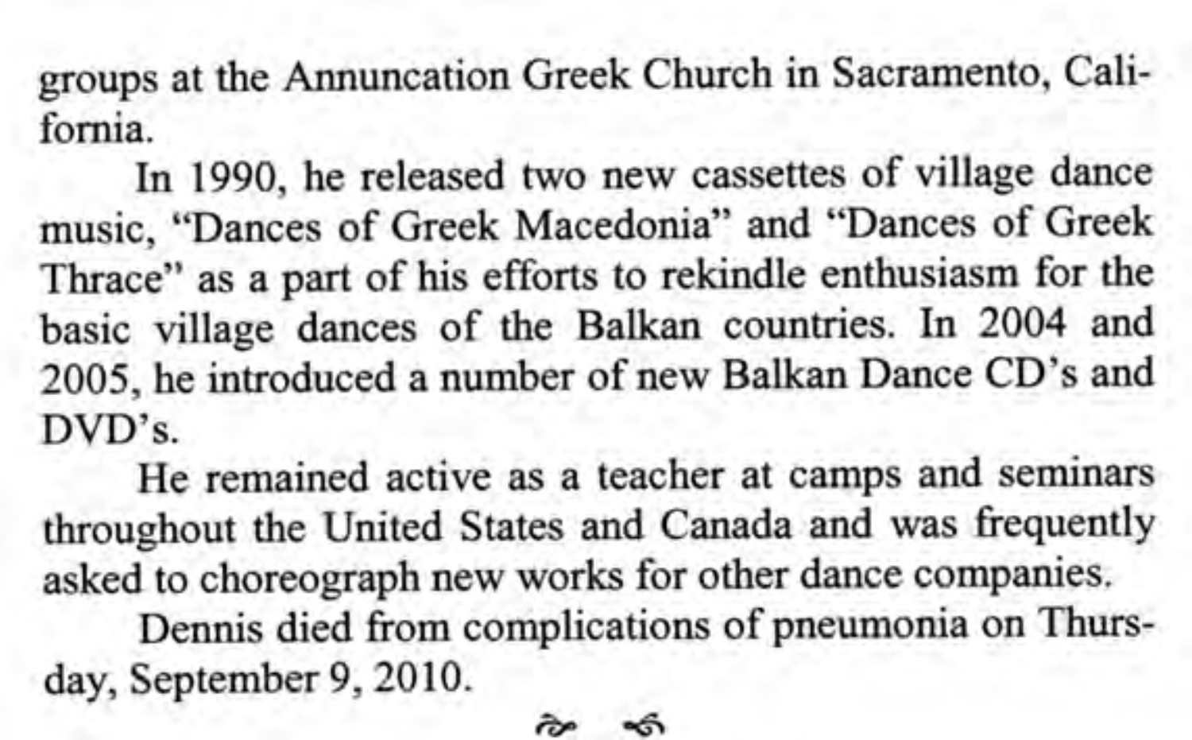groups at the Annuncation Greek Church in Sacramento, California.

In 1990, he released two new cassettes of village dance music, "Dances of Greek Macedonia" and "Dances of Greek Thrace" as a part of his efforts to rekindle enthusiasm for the basic village dances of the Balkan countries. In 2004 and 2005, he introduced a number of new Balkan Dance CD's and DVD's.

He remained active as a teacher at camps and seminars throughout the United States and Canada and was frequently asked to choreograph new works for other dance companies.

Dennis died from complications of pneumonia on Thursday, September 9, 2010.